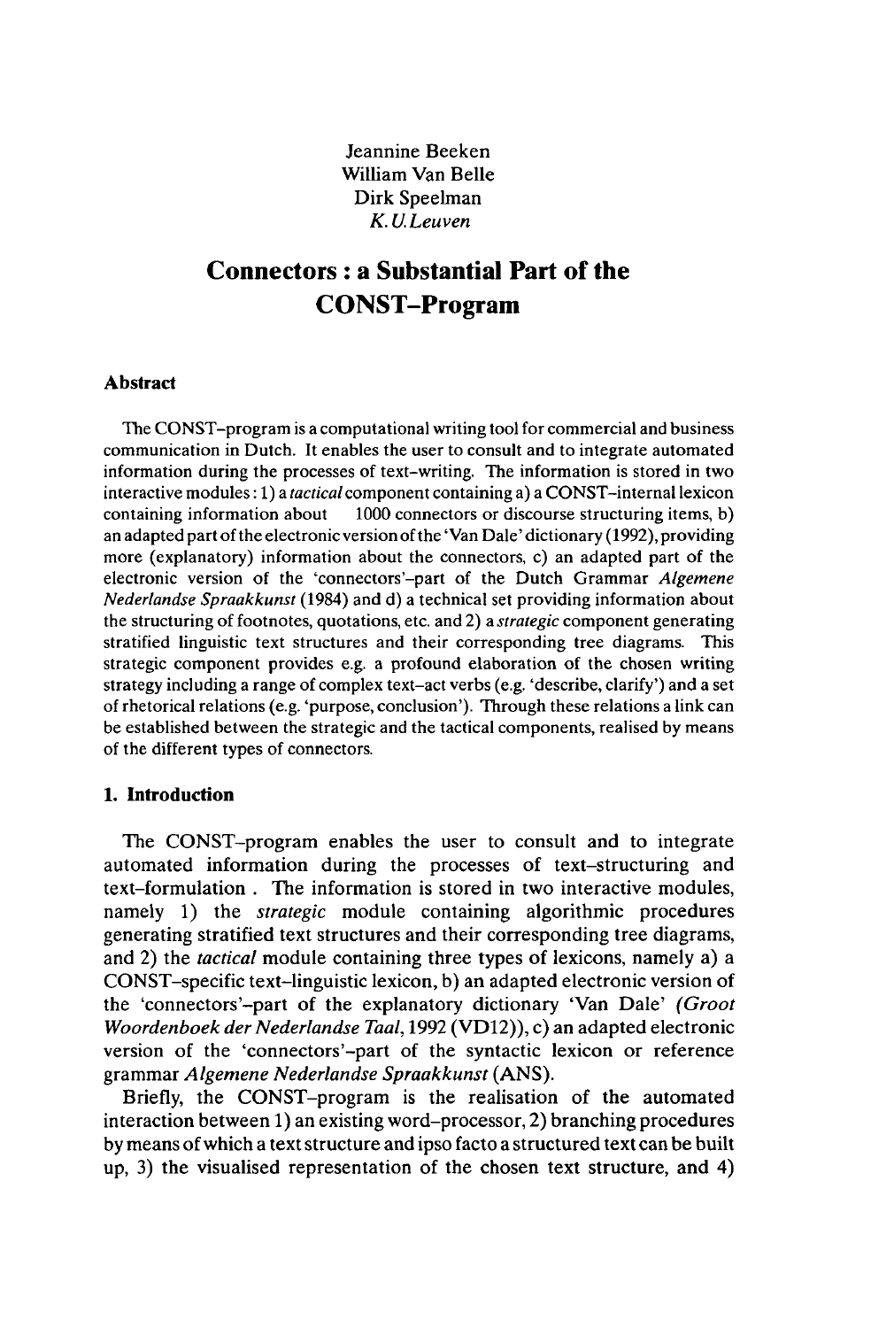Jeannine Beeken
William Van Belle
Dirk Speelman
*K.U.Leuven*

# Connectors : a Substantial Part of the CONST-Program

### Abstract

The CONST-program is a computational writing tool for commercial and business communication in Dutch. It enables the user to consult and to integrate automated information during the processes of text-writing. The information is stored in two interactive modules : 1) a *tactical* component containing a) a CONST-internal lexicon containing information about 1000 connectors or discourse structuring items, b) an adapted part of the electronic version of the 'Van Dale' dictionary (1992), providing more (explanatory) information about the connectors, c) an adapted part of the electronic version of the 'connectors'-part of the Dutch Grammar *Algemene Nederlandse Spraakkunst* (1984) and d) a technical set providing information about the structuring of footnotes, quotations, etc. and 2) a *strategic* component generating stratified linguistic text structures and their corresponding tree diagrams. This strategic component provides e.g. a profound elaboration of the chosen writing strategy including a range of complex text-act verbs (e.g. 'describe, clarify') and a set of rhetorical relations (e.g. 'purpose, conclusion'). Through these relations a link can be established between the strategic and the tactical components, realised by means of the different types of connectors.

### 1. Introduction

The CONST-program enables the user to consult and to integrate automated information during the processes of text-structuring and text-formulation . The information is stored in two interactive modules, namely 1) the *strategic* module containing algorithmic procedures generating stratified text structures and their corresponding tree diagrams, and 2) the *tactical* module containing three types of lexicons, namely a) a CONST-specific text-linguistic lexicon, b) an adapted electronic version of the 'connectors'-part of the explanatory dictionary 'Van Dale' *(Groot Woordenboek der Nederlandse Taal*, 1992 (VD12)), c) an adapted electronic version of the 'connectors'-part of the syntactic lexicon or reference grammar *Algemene Nederlandse Spraakkunst* (ANS).

Briefly, the CONST-program is the realisation of the automated interaction between 1) an existing word-processor, 2) branching procedures by means of which a text structure and ipso facto a structured text can be built up, 3) the visualised representation of the chosen text structure, and 4)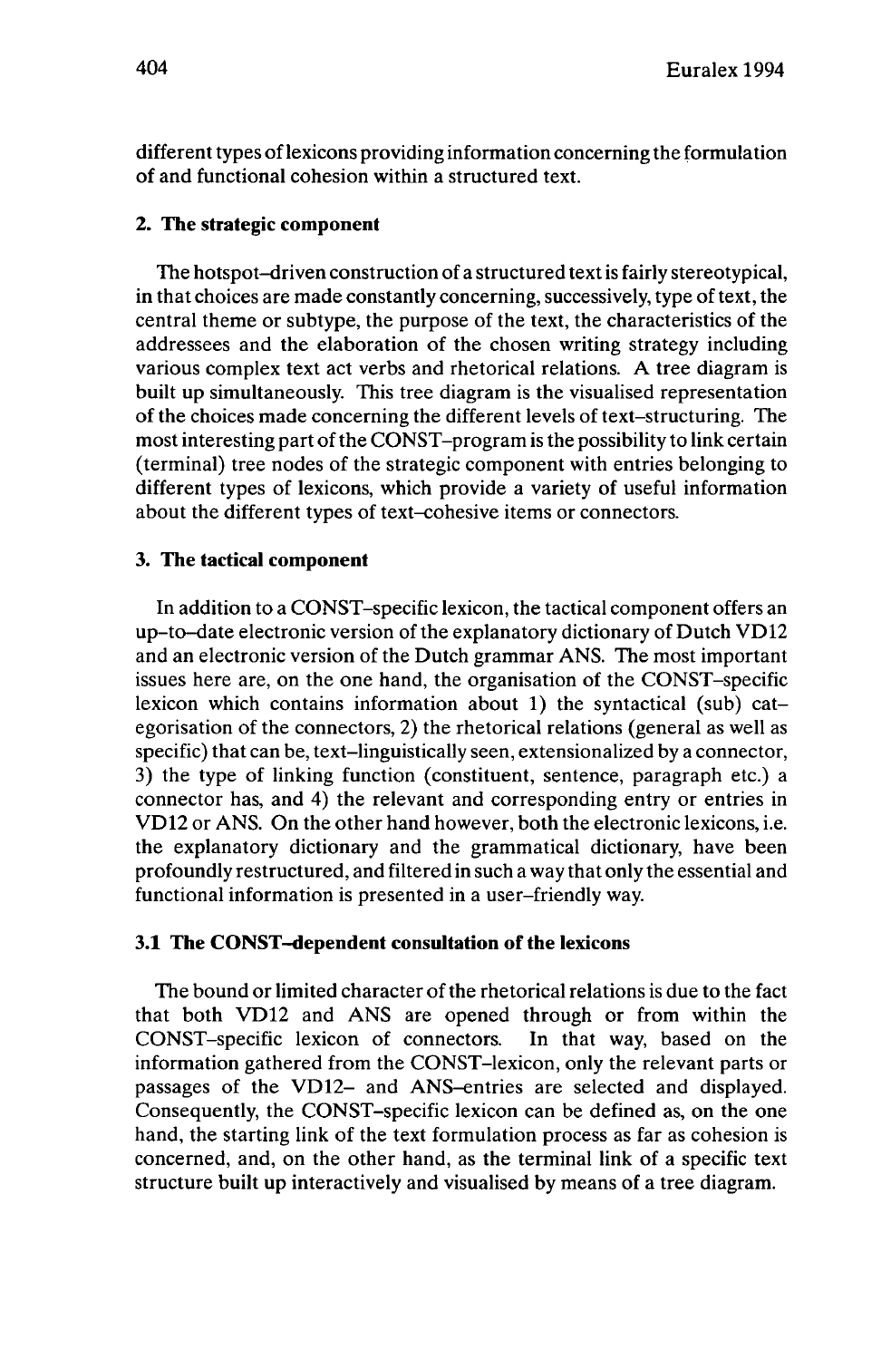different types of lexicons providing information concerning the formulation of and functional cohesion within a structured text.

## 2. The strategic component

The hotspot–driven construction of a structured text is fairly stereotypical, in that choices are made constantly concerning, successively, type of text, the central theme or subtype, the purpose of the text, the characteristics of the addressees and the elaboration of the chosen writing strategy including various complex text act verbs and rhetorical relations. A tree diagram is built up simultaneously. This tree diagram is the visualised representation of the choices made concerning the different levels of text–structuring. The most interesting part of the CONST–program is the possibility to link certain (terminal) tree nodes of the strategic component with entries belonging to different types of lexicons, which provide a variety of useful information about the different types of text–cohesive items or connectors.

## 3. The tactical component

In addition to a CONST–specific lexicon, the tactical component offers an up–to–date electronic version of the explanatory dictionary of Dutch VD12 and an electronic version of the Dutch grammar ANS. The most important issues here are, on the one hand, the organisation of the CONST–specific lexicon which contains information about 1) the syntactical (sub) cat–egorisation of the connectors, 2) the rhetorical relations (general as well as specific) that can be, text–linguistically seen, extensionalized by a connector, 3) the type of linking function (constituent, sentence, paragraph etc.) a connector has, and 4) the relevant and corresponding entry or entries in VD12 or ANS. On the other hand however, both the electronic lexicons, i.e. the explanatory dictionary and the grammatical dictionary, have been profoundly restructured, and filtered in such a way that only the essential and functional information is presented in a user–friendly way.

### 3.1 The CONST–dependent consultation of the lexicons

The bound or limited character of the rhetorical relations is due to the fact that both VD12 and ANS are opened through or from within the CONST–specific lexicon of connectors. In that way, based on the information gathered from the CONST–lexicon, only the relevant parts or passages of the VD12– and ANS–entries are selected and displayed. Consequently, the CONST–specific lexicon can be defined as, on the one hand, the starting link of the text formulation process as far as cohesion is concerned, and, on the other hand, as the terminal link of a specific text structure built up interactively and visualised by means of a tree diagram.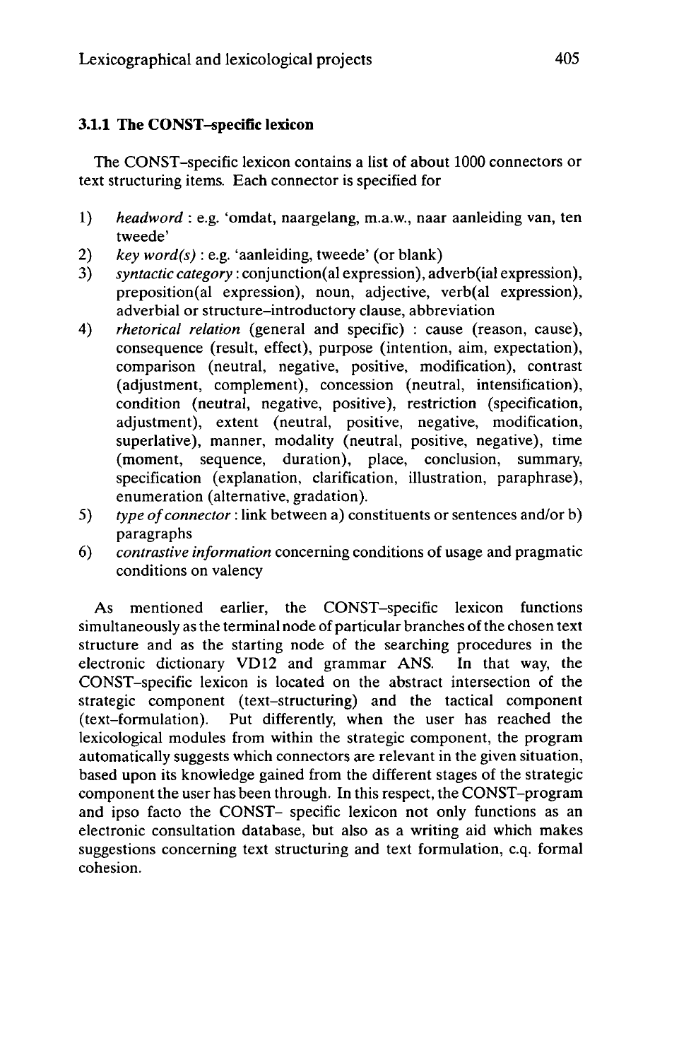### 3.1.1 The CONST–specific lexicon

The CONST–specific lexicon contains a list of about 1000 connectors or text structuring items. Each connector is specified for

1) *headword* : e.g. 'omdat, naargelang, m.a.w., naar aanleiding van, ten tweede'
2) *key word(s)* : e.g. 'aanleiding, tweede' (or blank)
3) *syntactic category* : conjunction(al expression), adverb(ial expression), preposition(al expression), noun, adjective, verb(al expression), adverbial or structure–introductory clause, abbreviation
4) *rhetorical relation* (general and specific) : cause (reason, cause), consequence (result, effect), purpose (intention, aim, expectation), comparison (neutral, negative, positive, modification), contrast (adjustment, complement), concession (neutral, intensification), condition (neutral, negative, positive), restriction (specification, adjustment), extent (neutral, positive, negative, modification, superlative), manner, modality (neutral, positive, negative), time (moment, sequence, duration), place, conclusion, summary, specification (explanation, clarification, illustration, paraphrase), enumeration (alternative, gradation).
5) *type of connector* : link between a) constituents or sentences and/or b) paragraphs
6) *contrastive information* concerning conditions of usage and pragmatic conditions on valency

As mentioned earlier, the CONST–specific lexicon functions simultaneously as the terminal node of particular branches of the chosen text structure and as the starting node of the searching procedures in the electronic dictionary VD12 and grammar ANS. In that way, the CONST–specific lexicon is located on the abstract intersection of the strategic component (text–structuring) and the tactical component (text–formulation). Put differently, when the user has reached the lexicological modules from within the strategic component, the program automatically suggests which connectors are relevant in the given situation, based upon its knowledge gained from the different stages of the strategic component the user has been through. In this respect, the CONST–program and ipso facto the CONST– specific lexicon not only functions as an electronic consultation database, but also as a writing aid which makes suggestions concerning text structuring and text formulation, c.q. formal cohesion.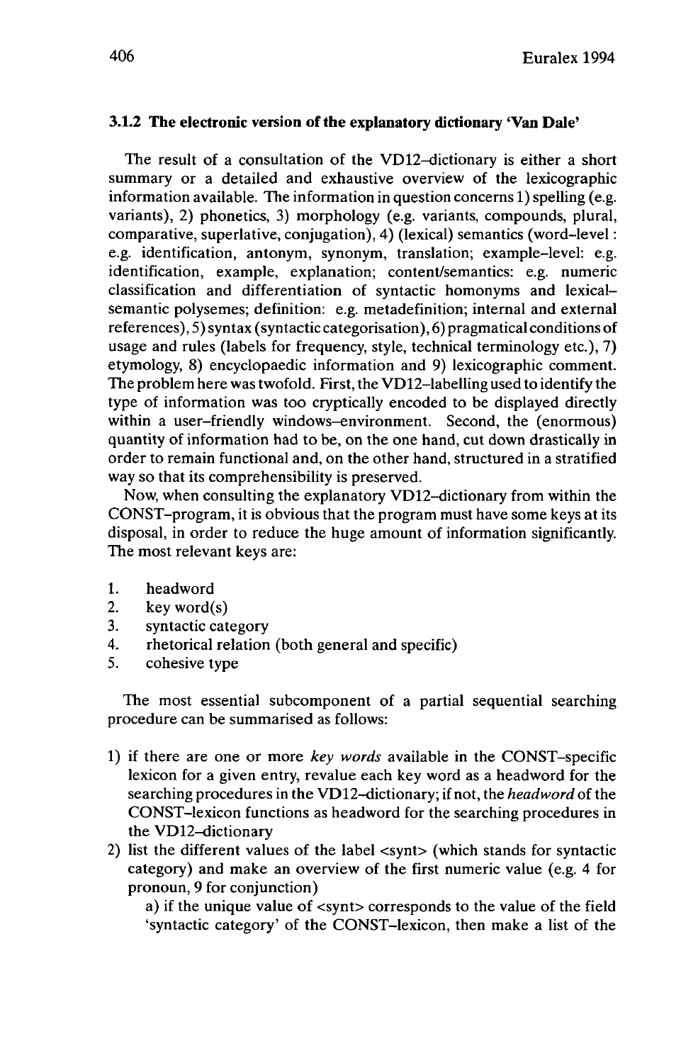### 3.1.2 The electronic version of the explanatory dictionary 'Van Dale'

The result of a consultation of the VD12–dictionary is either a short summary or a detailed and exhaustive overview of the lexicographic information available. The information in question concerns 1) spelling (e.g. variants), 2) phonetics, 3) morphology (e.g. variants, compounds, plural, comparative, superlative, conjugation), 4) (lexical) semantics (word–level : e.g. identification, antonym, synonym, translation; example–level: e.g. identification, example, explanation; content/semantics: e.g. numeric classification and differentiation of syntactic homonyms and lexical–semantic polysemes; definition: e.g. metadefinition; internal and external references), 5) syntax (syntactic categorisation), 6) pragmatical conditions of usage and rules (labels for frequency, style, technical terminology etc.), 7) etymology, 8) encyclopaedic information and 9) lexicographic comment. The problem here was twofold. First, the VD12–labelling used to identify the type of information was too cryptically encoded to be displayed directly within a user–friendly windows–environment. Second, the (enormous) quantity of information had to be, on the one hand, cut down drastically in order to remain functional and, on the other hand, structured in a stratified way so that its comprehensibility is preserved.

Now, when consulting the explanatory VD12–dictionary from within the CONST–program, it is obvious that the program must have some keys at its disposal, in order to reduce the huge amount of information significantly. The most relevant keys are:

1. headword
2. key word(s)
3. syntactic category
4. rhetorical relation (both general and specific)
5. cohesive type

The most essential subcomponent of a partial sequential searching procedure can be summarised as follows:

1) if there are one or more *key words* available in the CONST–specific lexicon for a given entry, revalue each key word as a headword for the searching procedures in the VD12–dictionary; if not, the *headword* of the CONST–lexicon functions as headword for the searching procedures in the VD12–dictionary
2) list the different values of the label <synt> (which stands for syntactic category) and make an overview of the first numeric value (e.g. 4 for pronoun, 9 for conjunction)

   a) if the unique value of <synt> corresponds to the value of the field 'syntactic category' of the CONST–lexicon, then make a list of the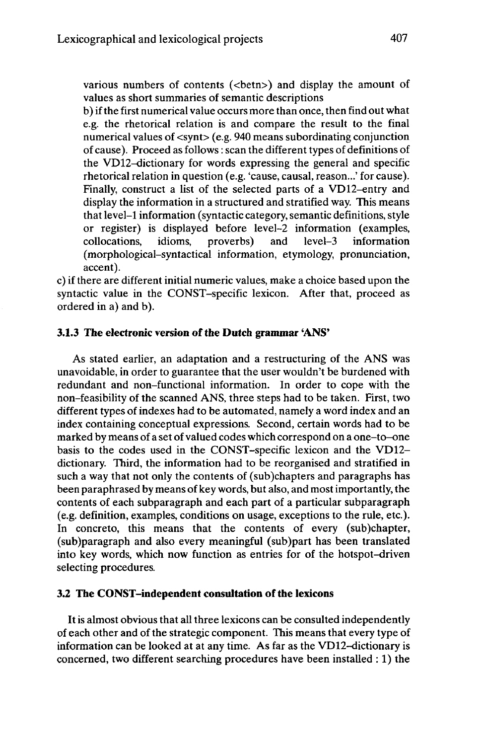various numbers of contents (<betn>) and display the amount of values as short summaries of semantic descriptions

b) if the first numerical value occurs more than once, then find out what e.g. the rhetorical relation is and compare the result to the final numerical values of <synt> (e.g. 940 means subordinating conjunction of cause). Proceed as follows : scan the different types of definitions of the VD12–dictionary for words expressing the general and specific rhetorical relation in question (e.g. 'cause, causal, reason...' for cause). Finally, construct a list of the selected parts of a VD12–entry and display the information in a structured and stratified way. This means that level–1 information (syntactic category, semantic definitions, style or register) is displayed before level–2 information (examples, collocations, idioms, proverbs) and level–3 information (morphological–syntactical information, etymology, pronunciation, accent).

c) if there are different initial numeric values, make a choice based upon the syntactic value in the CONST–specific lexicon. After that, proceed as ordered in a) and b).

### 3.1.3 The electronic version of the Dutch grammar 'ANS'

As stated earlier, an adaptation and a restructuring of the ANS was unavoidable, in order to guarantee that the user wouldn't be burdened with redundant and non–functional information. In order to cope with the non–feasibility of the scanned ANS, three steps had to be taken. First, two different types of indexes had to be automated, namely a word index and an index containing conceptual expressions. Second, certain words had to be marked by means of a set of valued codes which correspond on a one–to–one basis to the codes used in the CONST–specific lexicon and the VD12–dictionary. Third, the information had to be reorganised and stratified in such a way that not only the contents of (sub)chapters and paragraphs has been paraphrased by means of key words, but also, and most importantly, the contents of each subparagraph and each part of a particular subparagraph (e.g. definition, examples, conditions on usage, exceptions to the rule, etc.). In concreto, this means that the contents of every (sub)chapter, (sub)paragraph and also every meaningful (sub)part has been translated into key words, which now function as entries for of the hotspot–driven selecting procedures.

### 3.2 The CONST–independent consultation of the lexicons

It is almost obvious that all three lexicons can be consulted independently of each other and of the strategic component. This means that every type of information can be looked at at any time. As far as the VD12–dictionary is concerned, two different searching procedures have been installed : 1) the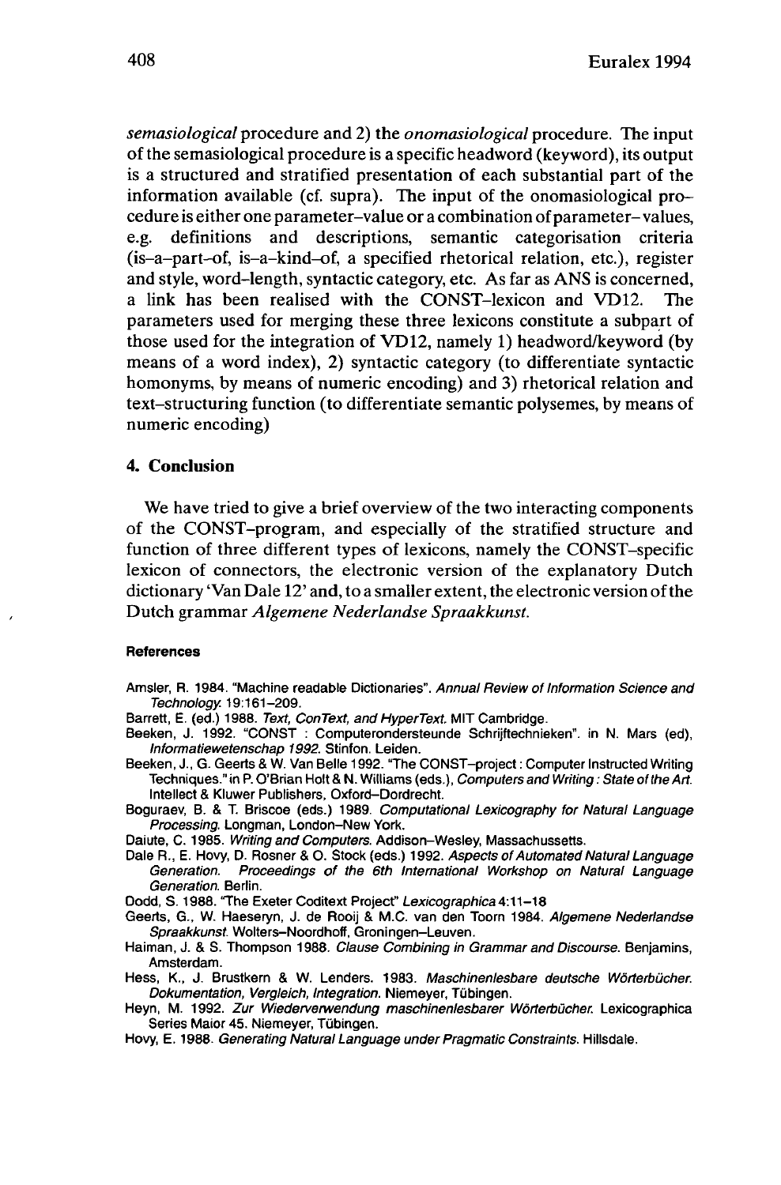*semasiological* procedure and 2) the *onomasiological* procedure. The input of the semasiological procedure is a specific headword (keyword), its output is a structured and stratified presentation of each substantial part of the information available (cf. supra). The input of the onomasiological procedure is either one parameter–value or a combination of parameter–values, e.g. definitions and descriptions, semantic categorisation criteria (is–a–part–of, is–a–kind–of, a specified rhetorical relation, etc.), register and style, word–length, syntactic category, etc. As far as ANS is concerned, a link has been realised with the CONST–lexicon and VD12. The parameters used for merging these three lexicons constitute a subpart of those used for the integration of VD12, namely 1) headword/keyword (by means of a word index), 2) syntactic category (to differentiate syntactic homonyms, by means of numeric encoding) and 3) rhetorical relation and text–structuring function (to differentiate semantic polysemes, by means of numeric encoding)

## 4. Conclusion

We have tried to give a brief overview of the two interacting components of the CONST–program, and especially of the stratified structure and function of three different types of lexicons, namely the CONST–specific lexicon of connectors, the electronic version of the explanatory Dutch dictionary 'Van Dale 12' and, to a smaller extent, the electronic version of the Dutch grammar *Algemene Nederlandse Spraakkunst.*

### References

Amsler, R. 1984. "Machine readable Dictionaries". *Annual Review of Information Science and Technology.* 19:161–209.

Barrett, E. (ed.) 1988. *Text, ConText, and HyperText.* MIT Cambridge.

Beeken, J. 1992. "CONST : Computerondersteunde Schrijftechnieken". in N. Mars (ed), *Informatiewetenschap 1992.* Stinfon. Leiden.

Beeken, J., G. Geerts & W. Van Belle 1992. "The CONST–project : Computer Instructed Writing Techniques." in P. O'Brian Holt & N. Williams (eds.), *Computers and Writing : State of the Art.* Intellect & Kluwer Publishers, Oxford–Dordrecht.

Boguraev, B. & T. Briscoe (eds.) 1989. *Computational Lexicography for Natural Language Processing.* Longman, London–New York.

Daiute, C. 1985. *Writing and Computers.* Addison–Wesley, Massachussetts.

Dale R., E. Hovy, D. Rosner & O. Stock (eds.) 1992. *Aspects of Automated Natural Language Generation. Proceedings of the 6th International Workshop on Natural Language Generation.* Berlin.

Dodd, S. 1988. "The Exeter Coditext Project" *Lexicographica* 4:11–18

Geerts, G., W. Haeseryn, J. de Rooij & M.C. van den Toorn 1984. *Algemene Nederlandse Spraakkunst.* Wolters–Noordhoff, Groningen–Leuven.

Haiman, J. & S. Thompson 1988. *Clause Combining in Grammar and Discourse.* Benjamins, Amsterdam.

Hess, K., J. Brustkern & W. Lenders. 1983. *Maschinenlesbare deutsche Wörterbücher. Dokumentation, Vergleich, Integration.* Niemeyer, Tübingen.

Heyn, M. 1992. *Zur Wiederverwendung maschinenlesbarer Wörterbücher.* Lexicographica Series Maior 45. Niemeyer, Tübingen.

Hovy, E. 1988. *Generating Natural Language under Pragmatic Constraints.* Hillsdale.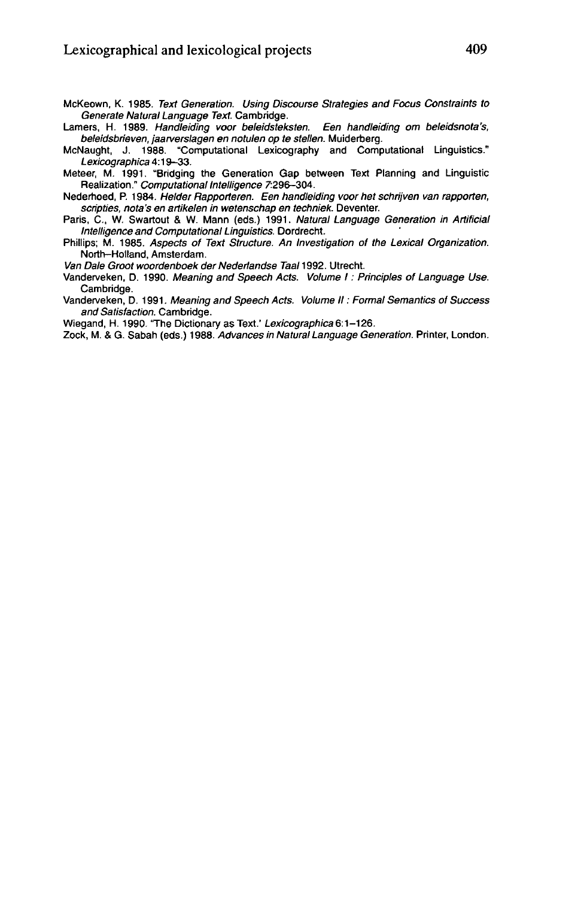McKeown, K. 1985. *Text Generation. Using Discourse Strategies and Focus Constraints to Generate Natural Language Text.* Cambridge.

Lamers, H. 1989. *Handleiding voor beleidsteksten. Een handleiding om beleidsnota's, beleidsbrieven, jaarverslagen en notulen op te stellen.* Muiderberg.

McNaught, J. 1988. "Computational Lexicography and Computational Linguistics." *Lexicographica* 4:19–33.

Meteer, M. 1991. "Bridging the Generation Gap between Text Planning and Linguistic Realization." *Computational Intelligence* 7:296–304.

Nederhoed, P. 1984. *Helder Rapporteren. Een handleiding voor het schrijven van rapporten, scripties, nota's en artikelen in wetenschap en techniek.* Deventer.

Paris, C., W. Swartout & W. Mann (eds.) 1991. *Natural Language Generation in Artificial Intelligence and Computational Linguistics.* Dordrecht.

Phillips; M. 1985. *Aspects of Text Structure. An Investigation of the Lexical Organization.* North–Holland, Amsterdam.

*Van Dale Groot woordenboek der Nederlandse Taal* 1992. Utrecht.

Vanderveken, D. 1990. *Meaning and Speech Acts. Volume I : Principles of Language Use.* Cambridge.

Vanderveken, D. 1991. *Meaning and Speech Acts. Volume II : Formal Semantics of Success and Satisfaction.* Cambridge.

Wiegand, H. 1990. "The Dictionary as Text.' *Lexicographica* 6:1–126.

Zock, M. & G. Sabah (eds.) 1988. *Advances in Natural Language Generation.* Printer, London.